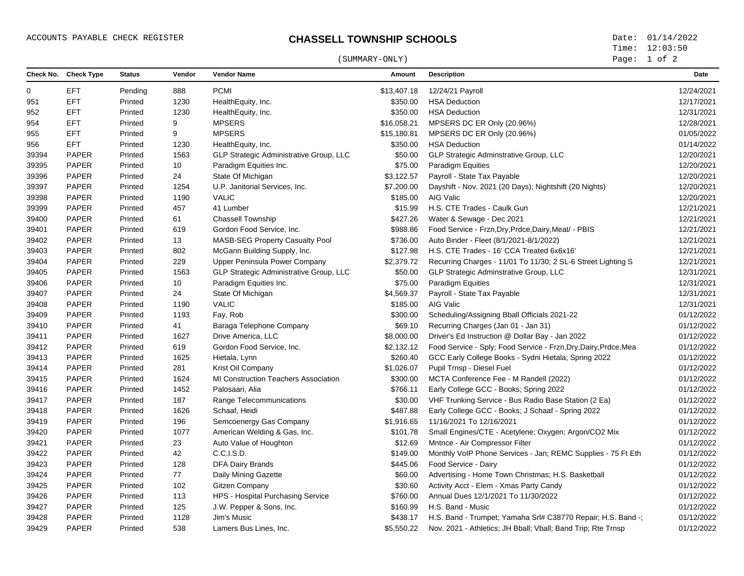ACCOUNTS PAYABLE CHECK REGISTER

# CHASSELL TOWNSHIP SCHOOLS

(SUMMARY-ONLY)

Date: 01/14/2022
Time: 12:03:50

| Check No. | Check Type | Status | Vendor | Vendor Name | Amount | Description | Date |
|---|---|---|---|---|---|---|---|
| 0 | EFT | Pending | 888 | PCMI | $13,407.18 | 12/24/21 Payroll | 12/24/2021 |
| 951 | EFT | Printed | 1230 | HealthEquity, Inc. | $350.00 | HSA Deduction | 12/17/2021 |
| 952 | EFT | Printed | 1230 | HealthEquity, Inc. | $350.00 | HSA Deduction | 12/31/2021 |
| 954 | EFT | Printed | 9 | MPSERS | $16,058.21 | MPSERS DC ER Only (20.96%) | 12/28/2021 |
| 955 | EFT | Printed | 9 | MPSERS | $15,180.81 | MPSERS DC ER Only (20.96%) | 01/05/2022 |
| 956 | EFT | Printed | 1230 | HealthEquity, Inc. | $350.00 | HSA Deduction | 01/14/2022 |
| 39394 | PAPER | Printed | 1563 | GLP Strategic Administrative Group, LLC | $50.00 | GLP Strategic Adminstrative Group, LLC | 12/20/2021 |
| 39395 | PAPER | Printed | 10 | Paradigm Equities Inc. | $75.00 | Paradigm Equities | 12/20/2021 |
| 39396 | PAPER | Printed | 24 | State Of Michigan | $3,122.57 | Payroll - State Tax Payable | 12/20/2021 |
| 39397 | PAPER | Printed | 1254 | U.P. Janitorial Services, Inc. | $7,200.00 | Dayshift - Nov. 2021 (20 Days); Nightshift (20 Nights) | 12/20/2021 |
| 39398 | PAPER | Printed | 1190 | VALIC | $185.00 | AIG Valic | 12/20/2021 |
| 39399 | PAPER | Printed | 457 | 41 Lumber | $15.99 | H.S. CTE Trades - Caulk Gun | 12/21/2021 |
| 39400 | PAPER | Printed | 61 | Chassell Township | $427.26 | Water & Sewage - Dec 2021 | 12/21/2021 |
| 39401 | PAPER | Printed | 619 | Gordon Food Service, Inc. | $988.86 | Food Service - Frzn,Dry,Prdce,Dairy,Meat/ - PBIS | 12/21/2021 |
| 39402 | PAPER | Printed | 13 | MASB-SEG Property Casualty Pool | $736.00 | Auto Binder - Fleet (8/1/2021-8/1/2022) | 12/21/2021 |
| 39403 | PAPER | Printed | 802 | McGann Building Supply, Inc. | $127.98 | H.S. CTE Trades - 16' CCA Treated 6x6x16' | 12/21/2021 |
| 39404 | PAPER | Printed | 229 | Upper Peninsula Power Company | $2,379.72 | Recurring Charges - 11/01 To 11/30; 2 SL-6 Street Lighting S | 12/21/2021 |
| 39405 | PAPER | Printed | 1563 | GLP Strategic Administrative Group, LLC | $50.00 | GLP Strategic Adminstrative Group, LLC | 12/31/2021 |
| 39406 | PAPER | Printed | 10 | Paradigm Equities Inc. | $75.00 | Paradigm Equities | 12/31/2021 |
| 39407 | PAPER | Printed | 24 | State Of Michigan | $4,569.37 | Payroll - State Tax Payable | 12/31/2021 |
| 39408 | PAPER | Printed | 1190 | VALIC | $185.00 | AIG Valic | 12/31/2021 |
| 39409 | PAPER | Printed | 1193 | Fay, Rob | $300.00 | Scheduling/Assigning Bball Officials 2021-22 | 01/12/2022 |
| 39410 | PAPER | Printed | 41 | Baraga Telephone Company | $69.10 | Recurring Charges (Jan 01 - Jan 31) | 01/12/2022 |
| 39411 | PAPER | Printed | 1627 | Drive America, LLC | $8,000.00 | Driver's Ed Instruction @ Dollar Bay - Jan 2022 | 01/12/2022 |
| 39412 | PAPER | Printed | 619 | Gordon Food Service, Inc. | $2,132.12 | Food Service - Sply; Food Service - Frzn,Dry,Dairy,Prdce,Mea | 01/12/2022 |
| 39413 | PAPER | Printed | 1625 | Hietala, Lynn | $260.40 | GCC Early College Books - Sydni Hietala; Spring 2022 | 01/12/2022 |
| 39414 | PAPER | Printed | 281 | Krist Oil Company | $1,026.07 | Pupil Trnsp - Diesel Fuel | 01/12/2022 |
| 39415 | PAPER | Printed | 1624 | MI Construction Teachers Association | $300.00 | MCTA Conference Fee - M Randell (2022) | 01/12/2022 |
| 39416 | PAPER | Printed | 1452 | Palosaari, Alia | $766.11 | Early College GCC - Books; Spring 2022 | 01/12/2022 |
| 39417 | PAPER | Printed | 187 | Range Telecommunications | $30.00 | VHF Trunking Service - Bus Radio Base Station (2 Ea) | 01/12/2022 |
| 39418 | PAPER | Printed | 1626 | Schaaf, Heidi | $487.88 | Early College GCC - Books; J Schaaf - Spring 2022 | 01/12/2022 |
| 39419 | PAPER | Printed | 196 | Semcoenergy Gas Company | $1,916.65 | 11/16/2021 To 12/16/2021 | 01/12/2022 |
| 39420 | PAPER | Printed | 1077 | American Welding & Gas, Inc. | $101.78 | Small Engines/CTE - Acetylene; Oxygen; Argon/CO2 Mix | 01/12/2022 |
| 39421 | PAPER | Printed | 23 | Auto Value of Houghton | $12.69 | Mntnce - Air Compressor Filter | 01/12/2022 |
| 39422 | PAPER | Printed | 42 | C.C.I.S.D. | $149.00 | Monthly VoIP Phone Services - Jan; REMC Supplies - 75 Ft Eth | 01/12/2022 |
| 39423 | PAPER | Printed | 128 | DFA Dairy Brands | $445.06 | Food Service - Dairy | 01/12/2022 |
| 39424 | PAPER | Printed | 77 | Daily Mining Gazette | $60.00 | Advertising - Home Town Christmas; H.S. Basketball | 01/12/2022 |
| 39425 | PAPER | Printed | 102 | Gitzen Company | $30.60 | Activity Acct - Elem - Xmas Party Candy | 01/12/2022 |
| 39426 | PAPER | Printed | 113 | HPS - Hospital Purchasing Service | $760.00 | Annual Dues 12/1/2021 To 11/30/2022 | 01/12/2022 |
| 39427 | PAPER | Printed | 125 | J.W. Pepper & Sons, Inc. | $160.99 | H.S. Band - Music | 01/12/2022 |
| 39428 | PAPER | Printed | 1128 | Jim's Music | $438.17 | H.S. Band - Trumpet; Yamaha Srl# C38770 Repair; H.S. Band -; | 01/12/2022 |
| 39429 | PAPER | Printed | 538 | Lamers Bus Lines, Inc. | $5,550.22 | Nov. 2021 - Athletics; JH Bball; Vball; Band Trip; Rte Trnsp | 01/12/2022 |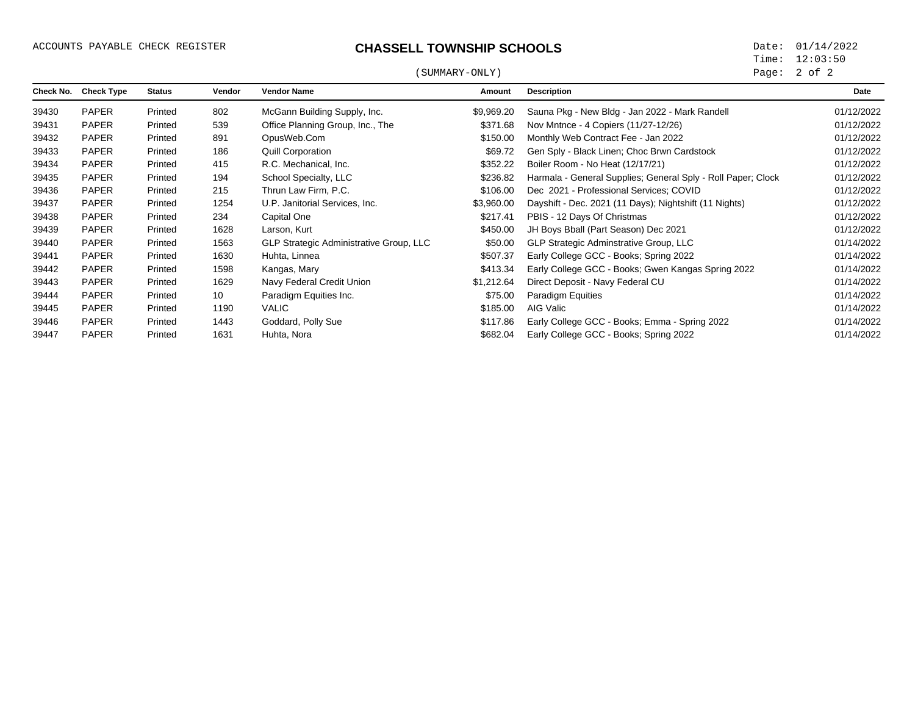ACCOUNTS PAYABLE CHECK REGISTER

# CHASSELL TOWNSHIP SCHOOLS

(SUMMARY-ONLY)

Date: 01/14/2022
Time: 12:03:50

| Check No. | Check Type | Status | Vendor | Vendor Name | Amount | Description | Date |
|---|---|---|---|---|---|---|---|
| 39430 | PAPER | Printed | 802 | McGann Building Supply, Inc. | $9,969.20 | Sauna Pkg - New Bldg - Jan 2022 - Mark Randell | 01/12/2022 |
| 39431 | PAPER | Printed | 539 | Office Planning Group, Inc., The | $371.68 | Nov Mntnce - 4 Copiers (11/27-12/26) | 01/12/2022 |
| 39432 | PAPER | Printed | 891 | OpusWeb.Com | $150.00 | Monthly Web Contract Fee - Jan 2022 | 01/12/2022 |
| 39433 | PAPER | Printed | 186 | Quill Corporation | $69.72 | Gen Sply - Black Linen; Choc Brwn Cardstock | 01/12/2022 |
| 39434 | PAPER | Printed | 415 | R.C. Mechanical, Inc. | $352.22 | Boiler Room - No Heat (12/17/21) | 01/12/2022 |
| 39435 | PAPER | Printed | 194 | School Specialty, LLC | $236.82 | Harmala - General Supplies; General Sply - Roll Paper; Clock | 01/12/2022 |
| 39436 | PAPER | Printed | 215 | Thrun Law Firm, P.C. | $106.00 | Dec 2021 - Professional Services; COVID | 01/12/2022 |
| 39437 | PAPER | Printed | 1254 | U.P. Janitorial Services, Inc. | $3,960.00 | Dayshift - Dec. 2021 (11 Days); Nightshift (11 Nights) | 01/12/2022 |
| 39438 | PAPER | Printed | 234 | Capital One | $217.41 | PBIS - 12 Days Of Christmas | 01/12/2022 |
| 39439 | PAPER | Printed | 1628 | Larson, Kurt | $450.00 | JH Boys Bball (Part Season) Dec 2021 | 01/12/2022 |
| 39440 | PAPER | Printed | 1563 | GLP Strategic Administrative Group, LLC | $50.00 | GLP Strategic Adminstrative Group, LLC | 01/14/2022 |
| 39441 | PAPER | Printed | 1630 | Huhta, Linnea | $507.37 | Early College GCC - Books; Spring 2022 | 01/14/2022 |
| 39442 | PAPER | Printed | 1598 | Kangas, Mary | $413.34 | Early College GCC - Books; Gwen Kangas Spring 2022 | 01/14/2022 |
| 39443 | PAPER | Printed | 1629 | Navy Federal Credit Union | $1,212.64 | Direct Deposit - Navy Federal CU | 01/14/2022 |
| 39444 | PAPER | Printed | 10 | Paradigm Equities Inc. | $75.00 | Paradigm Equities | 01/14/2022 |
| 39445 | PAPER | Printed | 1190 | VALIC | $185.00 | AIG Valic | 01/14/2022 |
| 39446 | PAPER | Printed | 1443 | Goddard, Polly Sue | $117.86 | Early College GCC - Books; Emma - Spring 2022 | 01/14/2022 |
| 39447 | PAPER | Printed | 1631 | Huhta, Nora | $682.04 | Early College GCC - Books; Spring 2022 | 01/14/2022 |